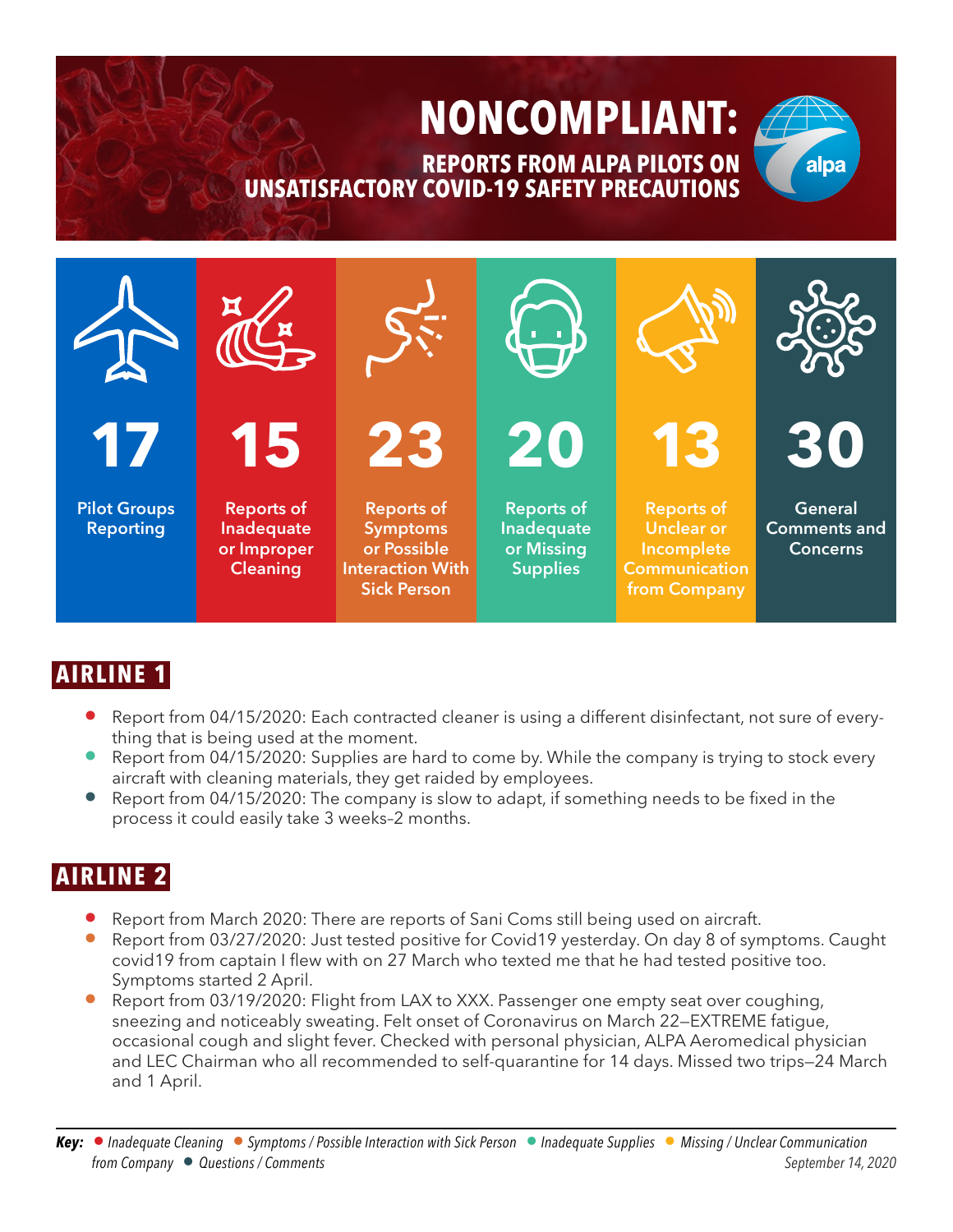# NONCOMPLIANT:

## REPORTS FROM ALPA PILOTS ON UNSATISFACTORY COVID-19 SAFETY PRECAUTIONS

alpa

**17**
Pilot Groups Reporting

**15**
Reports of Inadequate or Improper Cleaning

**23**
Reports of Symptoms or Possible Interaction With Sick Person

**20**
Reports of Inadequate or Missing Supplies

**13**
Reports of Unclear or Incomplete Communication from Company

**30**
General Comments and Concerns

## AIRLINE 1

- Report from 04/15/2020: Each contracted cleaner is using a different disinfectant, not sure of everything that is being used at the moment.
- Report from 04/15/2020: Supplies are hard to come by. While the company is trying to stock every aircraft with cleaning materials, they get raided by employees.
- Report from 04/15/2020: The company is slow to adapt, if something needs to be fixed in the process it could easily take 3 weeks–2 months.

## AIRLINE 2

- Report from March 2020: There are reports of Sani Coms still being used on aircraft.
- Report from 03/27/2020: Just tested positive for Covid19 yesterday. On day 8 of symptoms. Caught covid19 from captain I flew with on 27 March who texted me that he had tested positive too. Symptoms started 2 April.
- Report from 03/19/2020: Flight from LAX to XXX. Passenger one empty seat over coughing, sneezing and noticeably sweating. Felt onset of Coronavirus on March 22—EXTREME fatigue, occasional cough and slight fever. Checked with personal physician, ALPA Aeromedical physician and LEC Chairman who all recommended to self-quarantine for 14 days. Missed two trips—24 March and 1 April.

***Key:*** *● Inadequate Cleaning ● Symptoms / Possible Interaction with Sick Person ● Inadequate Supplies ● Missing / Unclear Communication from Company ● Questions / Comments*

*September 14, 2020*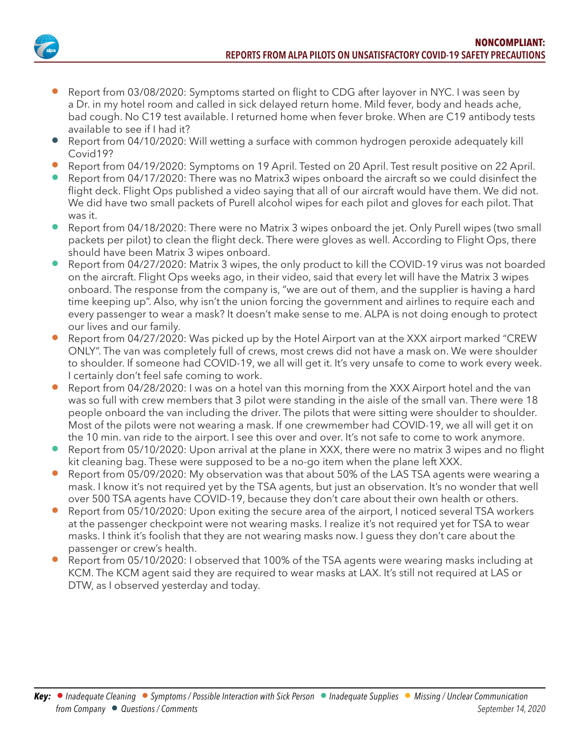- Report from 03/08/2020: Symptoms started on flight to CDG after layover in NYC. I was seen by a Dr. in my hotel room and called in sick delayed return home. Mild fever, body and heads ache, bad cough. No C19 test available. I returned home when fever broke. When are C19 antibody tests available to see if I had it?
- Report from 04/10/2020: Will wetting a surface with common hydrogen peroxide adequately kill Covid19?
- Report from 04/19/2020: Symptoms on 19 April. Tested on 20 April. Test result positive on 22 April.
- Report from 04/17/2020: There was no Matrix3 wipes onboard the aircraft so we could disinfect the flight deck. Flight Ops published a video saying that all of our aircraft would have them. We did not. We did have two small packets of Purell alcohol wipes for each pilot and gloves for each pilot. That was it.
- Report from 04/18/2020: There were no Matrix 3 wipes onboard the jet. Only Purell wipes (two small packets per pilot) to clean the flight deck. There were gloves as well. According to Flight Ops, there should have been Matrix 3 wipes onboard.
- Report from 04/27/2020: Matrix 3 wipes, the only product to kill the COVID-19 virus was not boarded on the aircraft. Flight Ops weeks ago, in their video, said that every let will have the Matrix 3 wipes onboard. The response from the company is, "we are out of them, and the supplier is having a hard time keeping up". Also, why isn't the union forcing the government and airlines to require each and every passenger to wear a mask? It doesn't make sense to me. ALPA is not doing enough to protect our lives and our family.
- Report from 04/27/2020: Was picked up by the Hotel Airport van at the XXX airport marked "CREW ONLY". The van was completely full of crews, most crews did not have a mask on. We were shoulder to shoulder. If someone had COVID-19, we all will get it. It's very unsafe to come to work every week. I certainly don't feel safe coming to work.
- Report from 04/28/2020: I was on a hotel van this morning from the XXX Airport hotel and the van was so full with crew members that 3 pilot were standing in the aisle of the small van. There were 18 people onboard the van including the driver. The pilots that were sitting were shoulder to shoulder. Most of the pilots were not wearing a mask. If one crewmember had COVID-19, we all will get it on the 10 min. van ride to the airport. I see this over and over. It's not safe to come to work anymore.
- Report from 05/10/2020: Upon arrival at the plane in XXX, there were no matrix 3 wipes and no flight kit cleaning bag. These were supposed to be a no-go item when the plane left XXX.
- Report from 05/09/2020: My observation was that about 50% of the LAS TSA agents were wearing a mask. I know it's not required yet by the TSA agents, but just an observation. It's no wonder that well over 500 TSA agents have COVID-19, because they don't care about their own health or others.
- Report from 05/10/2020: Upon exiting the secure area of the airport, I noticed several TSA workers at the passenger checkpoint were not wearing masks. I realize it's not required yet for TSA to wear masks. I think it's foolish that they are not wearing masks now. I guess they don't care about the passenger or crew's health.
- Report from 05/10/2020: I observed that 100% of the TSA agents were wearing masks including at KCM. The KCM agent said they are required to wear masks at LAX. It's still not required at LAS or DTW, as I observed yesterday and today.

***Key:*** *Inadequate Cleaning* · *Symptoms / Possible Interaction with Sick Person* · *Inadequate Supplies* · *Missing / Unclear Communication from Company* · *Questions / Comments*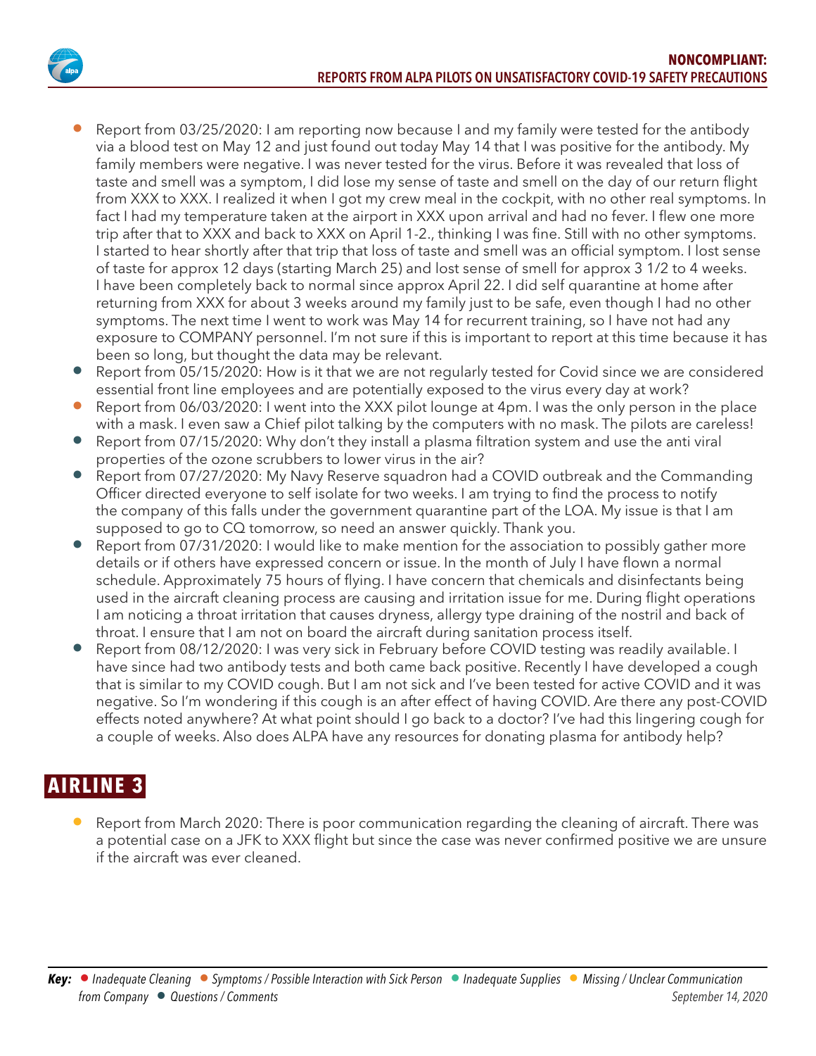- Report from 03/25/2020: I am reporting now because I and my family were tested for the antibody via a blood test on May 12 and just found out today May 14 that I was positive for the antibody. My family members were negative. I was never tested for the virus. Before it was revealed that loss of taste and smell was a symptom, I did lose my sense of taste and smell on the day of our return flight from XXX to XXX. I realized it when I got my crew meal in the cockpit, with no other real symptoms. In fact I had my temperature taken at the airport in XXX upon arrival and had no fever. I flew one more trip after that to XXX and back to XXX on April 1-2., thinking I was fine. Still with no other symptoms. I started to hear shortly after that trip that loss of taste and smell was an official symptom. I lost sense of taste for approx 12 days (starting March 25) and lost sense of smell for approx 3 1/2 to 4 weeks. I have been completely back to normal since approx April 22. I did self quarantine at home after returning from XXX for about 3 weeks around my family just to be safe, even though I had no other symptoms. The next time I went to work was May 14 for recurrent training, so I have not had any exposure to COMPANY personnel. I'm not sure if this is important to report at this time because it has been so long, but thought the data may be relevant.
- Report from 05/15/2020: How is it that we are not regularly tested for Covid since we are considered essential front line employees and are potentially exposed to the virus every day at work?
- Report from 06/03/2020: I went into the XXX pilot lounge at 4pm. I was the only person in the place with a mask. I even saw a Chief pilot talking by the computers with no mask. The pilots are careless!
- Report from 07/15/2020: Why don't they install a plasma filtration system and use the anti viral properties of the ozone scrubbers to lower virus in the air?
- Report from 07/27/2020: My Navy Reserve squadron had a COVID outbreak and the Commanding Officer directed everyone to self isolate for two weeks. I am trying to find the process to notify the company of this falls under the government quarantine part of the LOA. My issue is that I am supposed to go to CQ tomorrow, so need an answer quickly. Thank you.
- Report from 07/31/2020: I would like to make mention for the association to possibly gather more details or if others have expressed concern or issue. In the month of July I have flown a normal schedule. Approximately 75 hours of flying. I have concern that chemicals and disinfectants being used in the aircraft cleaning process are causing and irritation issue for me. During flight operations I am noticing a throat irritation that causes dryness, allergy type draining of the nostril and back of throat. I ensure that I am not on board the aircraft during sanitation process itself.
- Report from 08/12/2020: I was very sick in February before COVID testing was readily available. I have since had two antibody tests and both came back positive. Recently I have developed a cough that is similar to my COVID cough. But I am not sick and I've been tested for active COVID and it was negative. So I'm wondering if this cough is an after effect of having COVID. Are there any post-COVID effects noted anywhere? At what point should I go back to a doctor? I've had this lingering cough for a couple of weeks. Also does ALPA have any resources for donating plasma for antibody help?

## AIRLINE 3

- Report from March 2020: There is poor communication regarding the cleaning of aircraft. There was a potential case on a JFK to XXX flight but since the case was never confirmed positive we are unsure if the aircraft was ever cleaned.

***Key:*** *Inadequate Cleaning • Symptoms / Possible Interaction with Sick Person • Inadequate Supplies • Missing / Unclear Communication from Company • Questions / Comments*

*September 14, 2020*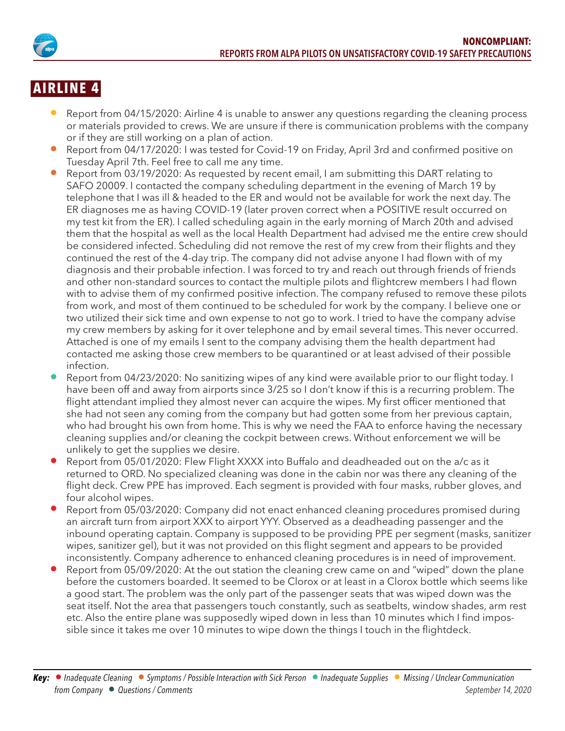## AIRLINE 4

- Report from 04/15/2020: Airline 4 is unable to answer any questions regarding the cleaning process or materials provided to crews. We are unsure if there is communication problems with the company or if they are still working on a plan of action.
- Report from 04/17/2020: I was tested for Covid-19 on Friday, April 3rd and confirmed positive on Tuesday April 7th. Feel free to call me any time.
- Report from 03/19/2020: As requested by recent email, I am submitting this DART relating to SAFO 20009. I contacted the company scheduling department in the evening of March 19 by telephone that I was ill & headed to the ER and would not be available for work the next day. The ER diagnoses me as having COVID-19 (later proven correct when a POSITIVE result occurred on my test kit from the ER). I called scheduling again in the early morning of March 20th and advised them that the hospital as well as the local Health Department had advised me the entire crew should be considered infected. Scheduling did not remove the rest of my crew from their flights and they continued the rest of the 4-day trip. The company did not advise anyone I had flown with of my diagnosis and their probable infection. I was forced to try and reach out through friends of friends and other non-standard sources to contact the multiple pilots and flightcrew members I had flown with to advise them of my confirmed positive infection. The company refused to remove these pilots from work, and most of them continued to be scheduled for work by the company. I believe one or two utilized their sick time and own expense to not go to work. I tried to have the company advise my crew members by asking for it over telephone and by email several times. This never occurred. Attached is one of my emails I sent to the company advising them the health department had contacted me asking those crew members to be quarantined or at least advised of their possible infection.
- Report from 04/23/2020: No sanitizing wipes of any kind were available prior to our flight today. I have been off and away from airports since 3/25 so I don't know if this is a recurring problem. The flight attendant implied they almost never can acquire the wipes. My first officer mentioned that she had not seen any coming from the company but had gotten some from her previous captain, who had brought his own from home. This is why we need the FAA to enforce having the necessary cleaning supplies and/or cleaning the cockpit between crews. Without enforcement we will be unlikely to get the supplies we desire.
- Report from 05/01/2020: Flew Flight XXXX into Buffalo and deadheaded out on the a/c as it returned to ORD. No specialized cleaning was done in the cabin nor was there any cleaning of the flight deck. Crew PPE has improved. Each segment is provided with four masks, rubber gloves, and four alcohol wipes.
- Report from 05/03/2020: Company did not enact enhanced cleaning procedures promised during an aircraft turn from airport XXX to airport YYY. Observed as a deadheading passenger and the inbound operating captain. Company is supposed to be providing PPE per segment (masks, sanitizer wipes, sanitizer gel), but it was not provided on this flight segment and appears to be provided inconsistently. Company adherence to enhanced cleaning procedures is in need of improvement.
- Report from 05/09/2020: At the out station the cleaning crew came on and "wiped" down the plane before the customers boarded. It seemed to be Clorox or at least in a Clorox bottle which seems like a good start. The problem was the only part of the passenger seats that was wiped down was the seat itself. Not the area that passengers touch constantly, such as seatbelts, window shades, arm rest etc. Also the entire plane was supposedly wiped down in less than 10 minutes which I find impossible since it takes me over 10 minutes to wipe down the things I touch in the flightdeck.

*Key:* ● *Inadequate Cleaning* ● *Symptoms / Possible Interaction with Sick Person* ● *Inadequate Supplies* ● *Missing / Unclear Communication from Company* ● *Questions / Comments*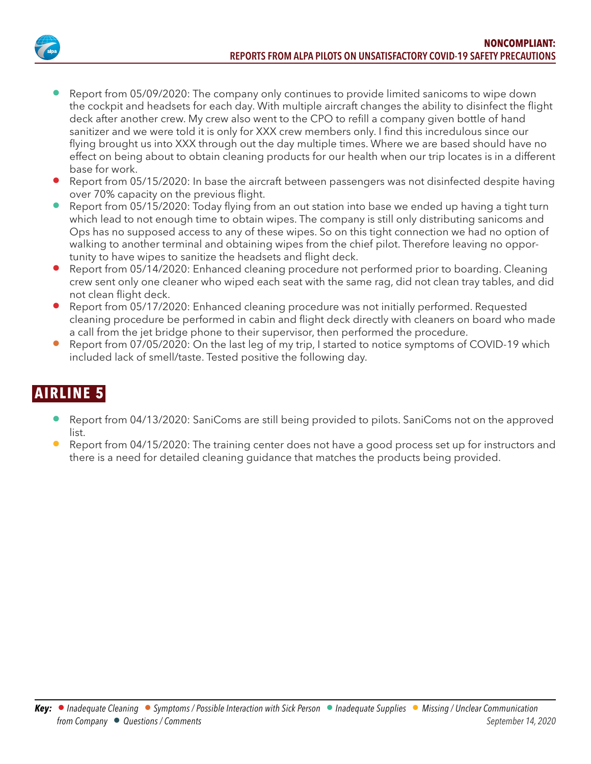- Report from 05/09/2020: The company only continues to provide limited sanicoms to wipe down the cockpit and headsets for each day. With multiple aircraft changes the ability to disinfect the flight deck after another crew. My crew also went to the CPO to refill a company given bottle of hand sanitizer and we were told it is only for XXX crew members only. I find this incredulous since our flying brought us into XXX through out the day multiple times. Where we are based should have no effect on being about to obtain cleaning products for our health when our trip locates is in a different base for work.
- Report from 05/15/2020: In base the aircraft between passengers was not disinfected despite having over 70% capacity on the previous flight.
- Report from 05/15/2020: Today flying from an out station into base we ended up having a tight turn which lead to not enough time to obtain wipes. The company is still only distributing sanicoms and Ops has no supposed access to any of these wipes. So on this tight connection we had no option of walking to another terminal and obtaining wipes from the chief pilot. Therefore leaving no opportunity to have wipes to sanitize the headsets and flight deck.
- Report from 05/14/2020: Enhanced cleaning procedure not performed prior to boarding. Cleaning crew sent only one cleaner who wiped each seat with the same rag, did not clean tray tables, and did not clean flight deck.
- Report from 05/17/2020: Enhanced cleaning procedure was not initially performed. Requested cleaning procedure be performed in cabin and flight deck directly with cleaners on board who made a call from the jet bridge phone to their supervisor, then performed the procedure.
- Report from 07/05/2020: On the last leg of my trip, I started to notice symptoms of COVID-19 which included lack of smell/taste. Tested positive the following day.

## AIRLINE 5

- Report from 04/13/2020: SaniComs are still being provided to pilots. SaniComs not on the approved list.
- Report from 04/15/2020: The training center does not have a good process set up for instructors and there is a need for detailed cleaning guidance that matches the products being provided.

*Key: Inadequate Cleaning • Symptoms / Possible Interaction with Sick Person • Inadequate Supplies • Missing / Unclear Communication from Company • Questions / Comments*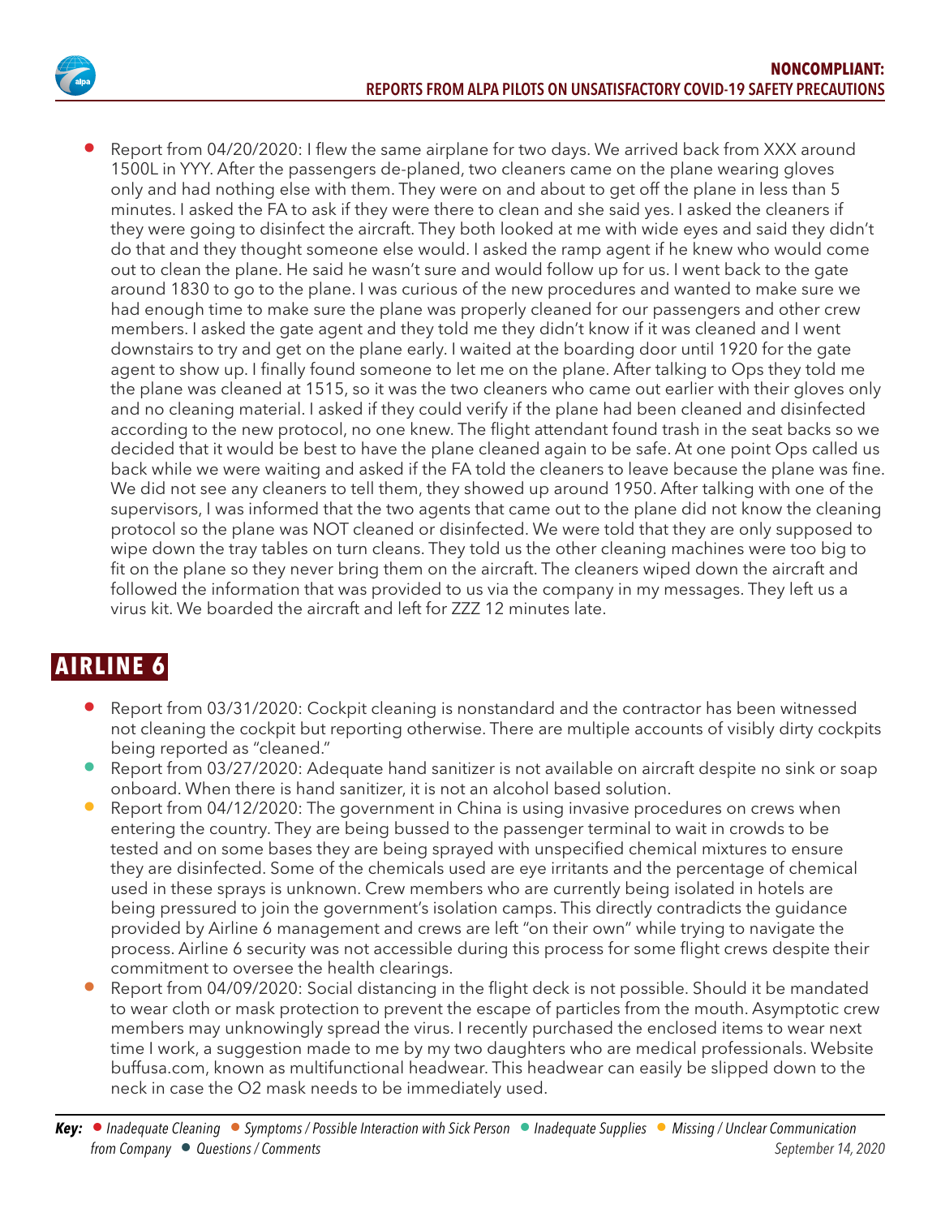- Report from 04/20/2020: I flew the same airplane for two days. We arrived back from XXX around 1500L in YYY. After the passengers de-planed, two cleaners came on the plane wearing gloves only and had nothing else with them. They were on and about to get off the plane in less than 5 minutes. I asked the FA to ask if they were there to clean and she said yes. I asked the cleaners if they were going to disinfect the aircraft. They both looked at me with wide eyes and said they didn't do that and they thought someone else would. I asked the ramp agent if he knew who would come out to clean the plane. He said he wasn't sure and would follow up for us. I went back to the gate around 1830 to go to the plane. I was curious of the new procedures and wanted to make sure we had enough time to make sure the plane was properly cleaned for our passengers and other crew members. I asked the gate agent and they told me they didn't know if it was cleaned and I went downstairs to try and get on the plane early. I waited at the boarding door until 1920 for the gate agent to show up. I finally found someone to let me on the plane. After talking to Ops they told me the plane was cleaned at 1515, so it was the two cleaners who came out earlier with their gloves only and no cleaning material. I asked if they could verify if the plane had been cleaned and disinfected according to the new protocol, no one knew. The flight attendant found trash in the seat backs so we decided that it would be best to have the plane cleaned again to be safe. At one point Ops called us back while we were waiting and asked if the FA told the cleaners to leave because the plane was fine. We did not see any cleaners to tell them, they showed up around 1950. After talking with one of the supervisors, I was informed that the two agents that came out to the plane did not know the cleaning protocol so the plane was NOT cleaned or disinfected. We were told that they are only supposed to wipe down the tray tables on turn cleans. They told us the other cleaning machines were too big to fit on the plane so they never bring them on the aircraft. The cleaners wiped down the aircraft and followed the information that was provided to us via the company in my messages. They left us a virus kit. We boarded the aircraft and left for ZZZ 12 minutes late.

## AIRLINE 6

- Report from 03/31/2020: Cockpit cleaning is nonstandard and the contractor has been witnessed not cleaning the cockpit but reporting otherwise. There are multiple accounts of visibly dirty cockpits being reported as "cleaned."
- Report from 03/27/2020: Adequate hand sanitizer is not available on aircraft despite no sink or soap onboard. When there is hand sanitizer, it is not an alcohol based solution.
- Report from 04/12/2020: The government in China is using invasive procedures on crews when entering the country. They are being bussed to the passenger terminal to wait in crowds to be tested and on some bases they are being sprayed with unspecified chemical mixtures to ensure they are disinfected. Some of the chemicals used are eye irritants and the percentage of chemical used in these sprays is unknown. Crew members who are currently being isolated in hotels are being pressured to join the government's isolation camps. This directly contradicts the guidance provided by Airline 6 management and crews are left "on their own" while trying to navigate the process. Airline 6 security was not accessible during this process for some flight crews despite their commitment to oversee the health clearings.
- Report from 04/09/2020: Social distancing in the flight deck is not possible. Should it be mandated to wear cloth or mask protection to prevent the escape of particles from the mouth. Asymptotic crew members may unknowingly spread the virus. I recently purchased the enclosed items to wear next time I work, a suggestion made to me by my two daughters who are medical professionals. Website buffusa.com, known as multifunctional headwear. This headwear can easily be slipped down to the neck in case the O2 mask needs to be immediately used.

*Key: ● Inadequate Cleaning ● Symptoms / Possible Interaction with Sick Person ● Inadequate Supplies ● Missing / Unclear Communication from Company ● Questions / Comments*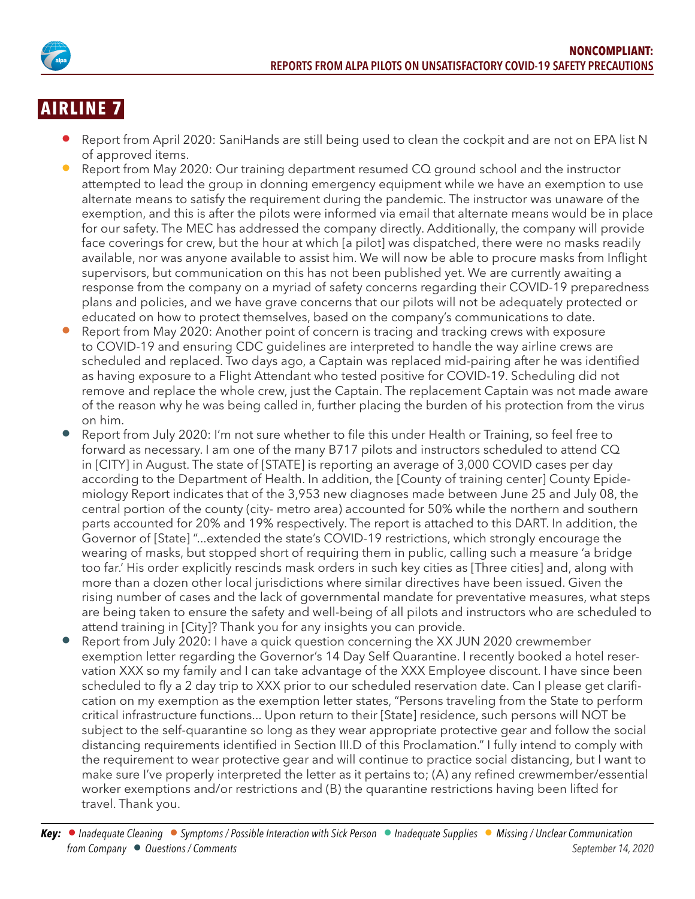# AIRLINE 7

- Report from April 2020: SaniHands are still being used to clean the cockpit and are not on EPA list N of approved items.
- Report from May 2020: Our training department resumed CQ ground school and the instructor attempted to lead the group in donning emergency equipment while we have an exemption to use alternate means to satisfy the requirement during the pandemic. The instructor was unaware of the exemption, and this is after the pilots were informed via email that alternate means would be in place for our safety. The MEC has addressed the company directly. Additionally, the company will provide face coverings for crew, but the hour at which [a pilot] was dispatched, there were no masks readily available, nor was anyone available to assist him. We will now be able to procure masks from Inflight supervisors, but communication on this has not been published yet. We are currently awaiting a response from the company on a myriad of safety concerns regarding their COVID-19 preparedness plans and policies, and we have grave concerns that our pilots will not be adequately protected or educated on how to protect themselves, based on the company's communications to date.
- Report from May 2020: Another point of concern is tracing and tracking crews with exposure to COVID-19 and ensuring CDC guidelines are interpreted to handle the way airline crews are scheduled and replaced. Two days ago, a Captain was replaced mid-pairing after he was identified as having exposure to a Flight Attendant who tested positive for COVID-19. Scheduling did not remove and replace the whole crew, just the Captain. The replacement Captain was not made aware of the reason why he was being called in, further placing the burden of his protection from the virus on him.
- Report from July 2020: I'm not sure whether to file this under Health or Training, so feel free to forward as necessary. I am one of the many B717 pilots and instructors scheduled to attend CQ in [CITY] in August. The state of [STATE] is reporting an average of 3,000 COVID cases per day according to the Department of Health. In addition, the [County of training center] County Epidemiology Report indicates that of the 3,953 new diagnoses made between June 25 and July 08, the central portion of the county (city- metro area) accounted for 50% while the northern and southern parts accounted for 20% and 19% respectively. The report is attached to this DART. In addition, the Governor of [State] "…extended the state's COVID-19 restrictions, which strongly encourage the wearing of masks, but stopped short of requiring them in public, calling such a measure 'a bridge too far.' His order explicitly rescinds mask orders in such key cities as [Three cities] and, along with more than a dozen other local jurisdictions where similar directives have been issued. Given the rising number of cases and the lack of governmental mandate for preventative measures, what steps are being taken to ensure the safety and well-being of all pilots and instructors who are scheduled to attend training in [City]? Thank you for any insights you can provide.
- Report from July 2020: I have a quick question concerning the XX JUN 2020 crewmember exemption letter regarding the Governor's 14 Day Self Quarantine. I recently booked a hotel reservation XXX so my family and I can take advantage of the XXX Employee discount. I have since been scheduled to fly a 2 day trip to XXX prior to our scheduled reservation date. Can I please get clarification on my exemption as the exemption letter states, "Persons traveling from the State to perform critical infrastructure functions… Upon return to their [State] residence, such persons will NOT be subject to the self-quarantine so long as they wear appropriate protective gear and follow the social distancing requirements identified in Section III.D of this Proclamation." I fully intend to comply with the requirement to wear protective gear and will continue to practice social distancing, but I want to make sure I've properly interpreted the letter as it pertains to; (A) any refined crewmember/essential worker exemptions and/or restrictions and (B) the quarantine restrictions having been lifted for travel. Thank you.

***Key:*** *● Inadequate Cleaning ● Symptoms / Possible Interaction with Sick Person ● Inadequate Supplies ● Missing / Unclear Communication from Company ● Questions / Comments*

*September 14, 2020*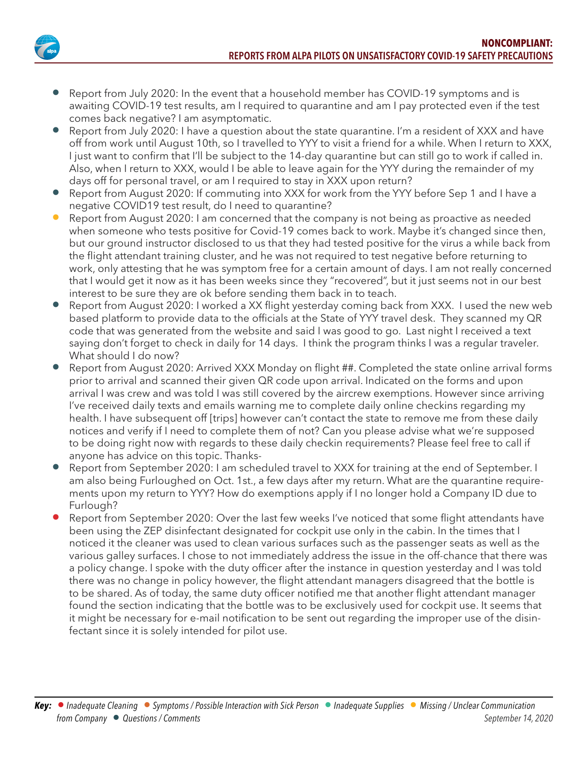- Report from July 2020: In the event that a household member has COVID-19 symptoms and is awaiting COVID-19 test results, am I required to quarantine and am I pay protected even if the test comes back negative? I am asymptomatic.
- Report from July 2020: I have a question about the state quarantine. I'm a resident of XXX and have off from work until August 10th, so I travelled to YYY to visit a friend for a while. When I return to XXX, I just want to confirm that I'll be subject to the 14-day quarantine but can still go to work if called in. Also, when I return to XXX, would I be able to leave again for the YYY during the remainder of my days off for personal travel, or am I required to stay in XXX upon return?
- Report from August 2020: If commuting into XXX for work from the YYY before Sep 1 and I have a negative COVID19 test result, do I need to quarantine?
- Report from August 2020: I am concerned that the company is not being as proactive as needed when someone who tests positive for Covid-19 comes back to work. Maybe it's changed since then, but our ground instructor disclosed to us that they had tested positive for the virus a while back from the flight attendant training cluster, and he was not required to test negative before returning to work, only attesting that he was symptom free for a certain amount of days. I am not really concerned that I would get it now as it has been weeks since they "recovered", but it just seems not in our best interest to be sure they are ok before sending them back in to teach.
- Report from August 2020: I worked a XX flight yesterday coming back from XXX. I used the new web based platform to provide data to the officials at the State of YYY travel desk. They scanned my QR code that was generated from the website and said I was good to go. Last night I received a text saying don't forget to check in daily for 14 days. I think the program thinks I was a regular traveler. What should I do now?
- Report from August 2020: Arrived XXX Monday on flight ##. Completed the state online arrival forms prior to arrival and scanned their given QR code upon arrival. Indicated on the forms and upon arrival I was crew and was told I was still covered by the aircrew exemptions. However since arriving I've received daily texts and emails warning me to complete daily online checkins regarding my health. I have subsequent off [trips] however can't contact the state to remove me from these daily notices and verify if I need to complete them of not? Can you please advise what we're supposed to be doing right now with regards to these daily checkin requirements? Please feel free to call if anyone has advice on this topic. Thanks-
- Report from September 2020: I am scheduled travel to XXX for training at the end of September. I am also being Furloughed on Oct. 1st., a few days after my return. What are the quarantine requirements upon my return to YYY? How do exemptions apply if I no longer hold a Company ID due to Furlough?
- Report from September 2020: Over the last few weeks I've noticed that some flight attendants have been using the ZEP disinfectant designated for cockpit use only in the cabin. In the times that I noticed it the cleaner was used to clean various surfaces such as the passenger seats as well as the various galley surfaces. I chose to not immediately address the issue in the off-chance that there was a policy change. I spoke with the duty officer after the instance in question yesterday and I was told there was no change in policy however, the flight attendant managers disagreed that the bottle is to be shared. As of today, the same duty officer notified me that another flight attendant manager found the section indicating that the bottle was to be exclusively used for cockpit use. It seems that it might be necessary for e-mail notification to be sent out regarding the improper use of the disinfectant since it is solely intended for pilot use.

***Key:*** *● Inadequate Cleaning ● Symptoms / Possible Interaction with Sick Person ● Inadequate Supplies ● Missing / Unclear Communication from Company ● Questions / Comments*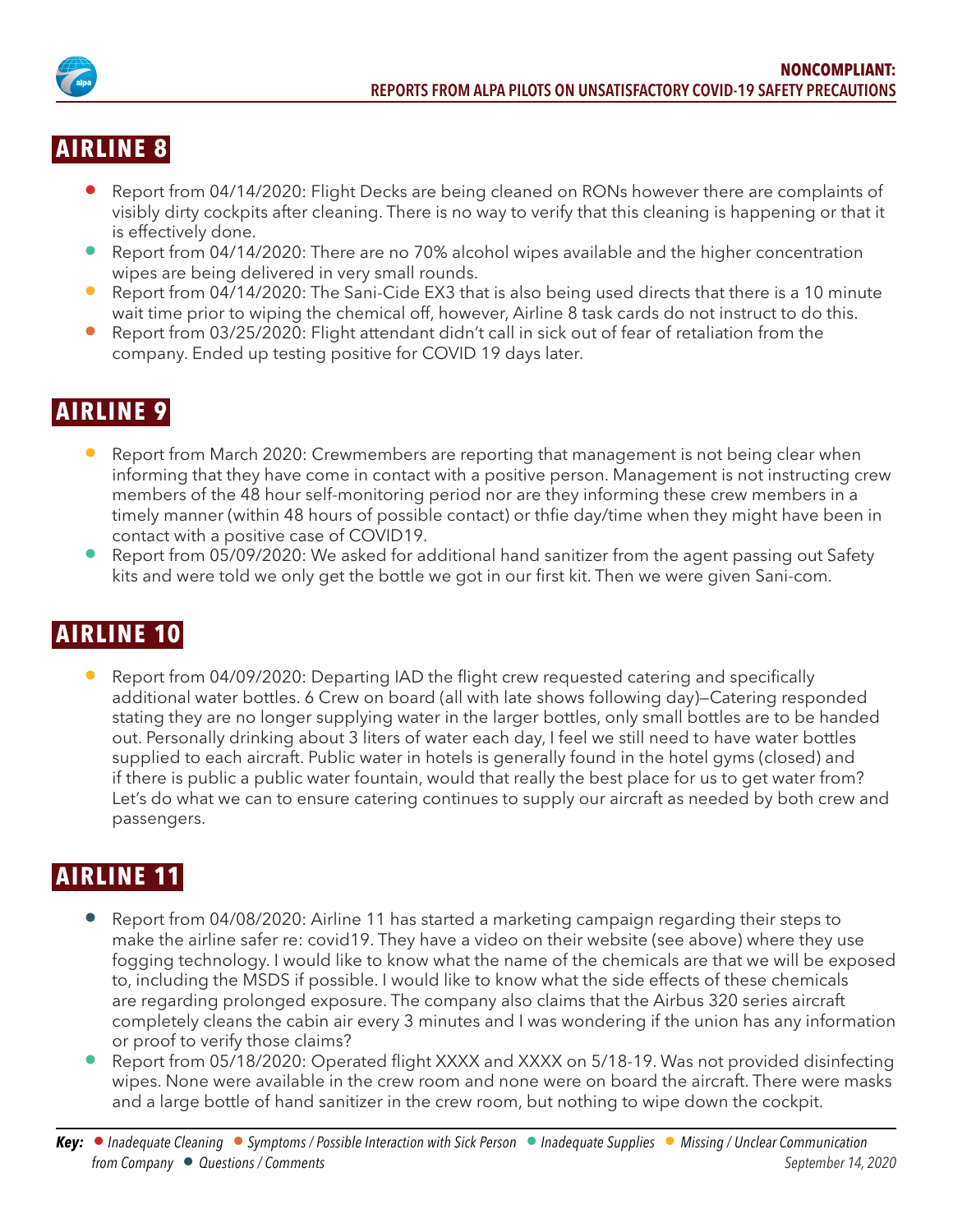## AIRLINE 8

- Report from 04/14/2020: Flight Decks are being cleaned on RONs however there are complaints of visibly dirty cockpits after cleaning. There is no way to verify that this cleaning is happening or that it is effectively done.
- Report from 04/14/2020: There are no 70% alcohol wipes available and the higher concentration wipes are being delivered in very small rounds.
- Report from 04/14/2020: The Sani-Cide EX3 that is also being used directs that there is a 10 minute wait time prior to wiping the chemical off, however, Airline 8 task cards do not instruct to do this.
- Report from 03/25/2020: Flight attendant didn't call in sick out of fear of retaliation from the company. Ended up testing positive for COVID 19 days later.

## AIRLINE 9

- Report from March 2020: Crewmembers are reporting that management is not being clear when informing that they have come in contact with a positive person. Management is not instructing crew members of the 48 hour self-monitoring period nor are they informing these crew members in a timely manner (within 48 hours of possible contact) or thfie day/time when they might have been in contact with a positive case of COVID19.
- Report from 05/09/2020: We asked for additional hand sanitizer from the agent passing out Safety kits and were told we only get the bottle we got in our first kit. Then we were given Sani-com.

## AIRLINE 10

- Report from 04/09/2020: Departing IAD the flight crew requested catering and specifically additional water bottles. 6 Crew on board (all with late shows following day)—Catering responded stating they are no longer supplying water in the larger bottles, only small bottles are to be handed out. Personally drinking about 3 liters of water each day, I feel we still need to have water bottles supplied to each aircraft. Public water in hotels is generally found in the hotel gyms (closed) and if there is public a public water fountain, would that really the best place for us to get water from? Let's do what we can to ensure catering continues to supply our aircraft as needed by both crew and passengers.

## AIRLINE 11

- Report from 04/08/2020: Airline 11 has started a marketing campaign regarding their steps to make the airline safer re: covid19. They have a video on their website (see above) where they use fogging technology. I would like to know what the name of the chemicals are that we will be exposed to, including the MSDS if possible. I would like to know what the side effects of these chemicals are regarding prolonged exposure. The company also claims that the Airbus 320 series aircraft completely cleans the cabin air every 3 minutes and I was wondering if the union has any information or proof to verify those claims?
- Report from 05/18/2020: Operated flight XXXX and XXXX on 5/18-19. Was not provided disinfecting wipes. None were available in the crew room and none were on board the aircraft. There were masks and a large bottle of hand sanitizer in the crew room, but nothing to wipe down the cockpit.

***Key:*** *Inadequate Cleaning* · *Symptoms / Possible Interaction with Sick Person* · *Inadequate Supplies* · *Missing / Unclear Communication from Company* · *Questions / Comments*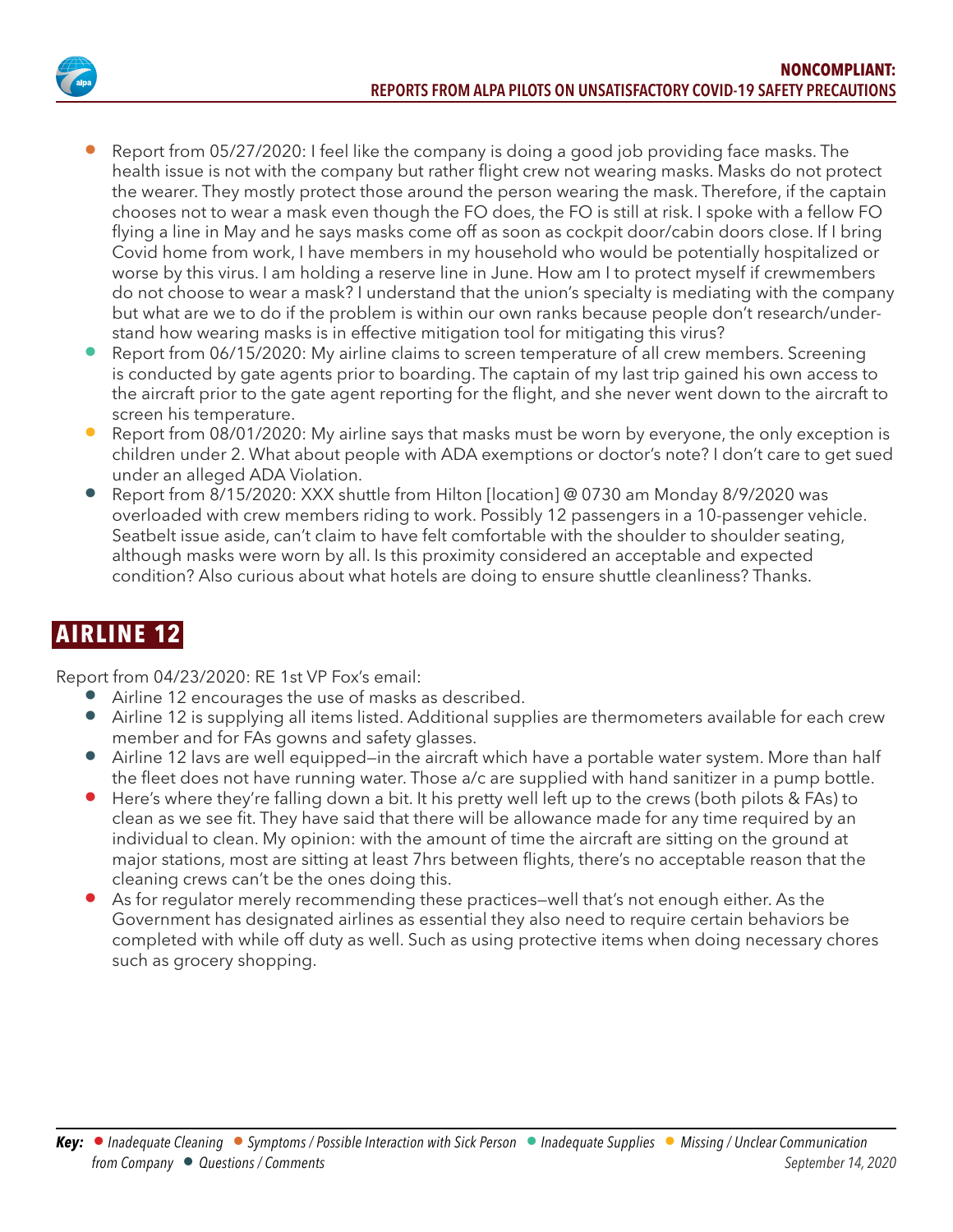- Report from 05/27/2020: I feel like the company is doing a good job providing face masks. The health issue is not with the company but rather flight crew not wearing masks. Masks do not protect the wearer. They mostly protect those around the person wearing the mask. Therefore, if the captain chooses not to wear a mask even though the FO does, the FO is still at risk. I spoke with a fellow FO flying a line in May and he says masks come off as soon as cockpit door/cabin doors close. If I bring Covid home from work, I have members in my household who would be potentially hospitalized or worse by this virus. I am holding a reserve line in June. How am I to protect myself if crewmembers do not choose to wear a mask? I understand that the union's specialty is mediating with the company but what are we to do if the problem is within our own ranks because people don't research/understand how wearing masks is in effective mitigation tool for mitigating this virus?
- Report from 06/15/2020: My airline claims to screen temperature of all crew members. Screening is conducted by gate agents prior to boarding. The captain of my last trip gained his own access to the aircraft prior to the gate agent reporting for the flight, and she never went down to the aircraft to screen his temperature.
- Report from 08/01/2020: My airline says that masks must be worn by everyone, the only exception is children under 2. What about people with ADA exemptions or doctor's note? I don't care to get sued under an alleged ADA Violation.
- Report from 8/15/2020: XXX shuttle from Hilton [location] @ 0730 am Monday 8/9/2020 was overloaded with crew members riding to work. Possibly 12 passengers in a 10-passenger vehicle. Seatbelt issue aside, can't claim to have felt comfortable with the shoulder to shoulder seating, although masks were worn by all. Is this proximity considered an acceptable and expected condition? Also curious about what hotels are doing to ensure shuttle cleanliness? Thanks.

## AIRLINE 12

Report from 04/23/2020: RE 1st VP Fox's email:

- Airline 12 encourages the use of masks as described.
- Airline 12 is supplying all items listed. Additional supplies are thermometers available for each crew member and for FAs gowns and safety glasses.
- Airline 12 lavs are well equipped—in the aircraft which have a portable water system. More than half the fleet does not have running water. Those a/c are supplied with hand sanitizer in a pump bottle.
- Here's where they're falling down a bit. It his pretty well left up to the crews (both pilots & FAs) to clean as we see fit. They have said that there will be allowance made for any time required by an individual to clean. My opinion: with the amount of time the aircraft are sitting on the ground at major stations, most are sitting at least 7hrs between flights, there's no acceptable reason that the cleaning crews can't be the ones doing this.
- As for regulator merely recommending these practices—well that's not enough either. As the Government has designated airlines as essential they also need to require certain behaviors be completed with while off duty as well. Such as using protective items when doing necessary chores such as grocery shopping.

*Key:* ● *Inadequate Cleaning* ● *Symptoms / Possible Interaction with Sick Person* ● *Inadequate Supplies* ● *Missing / Unclear Communication from Company* ● *Questions / Comments*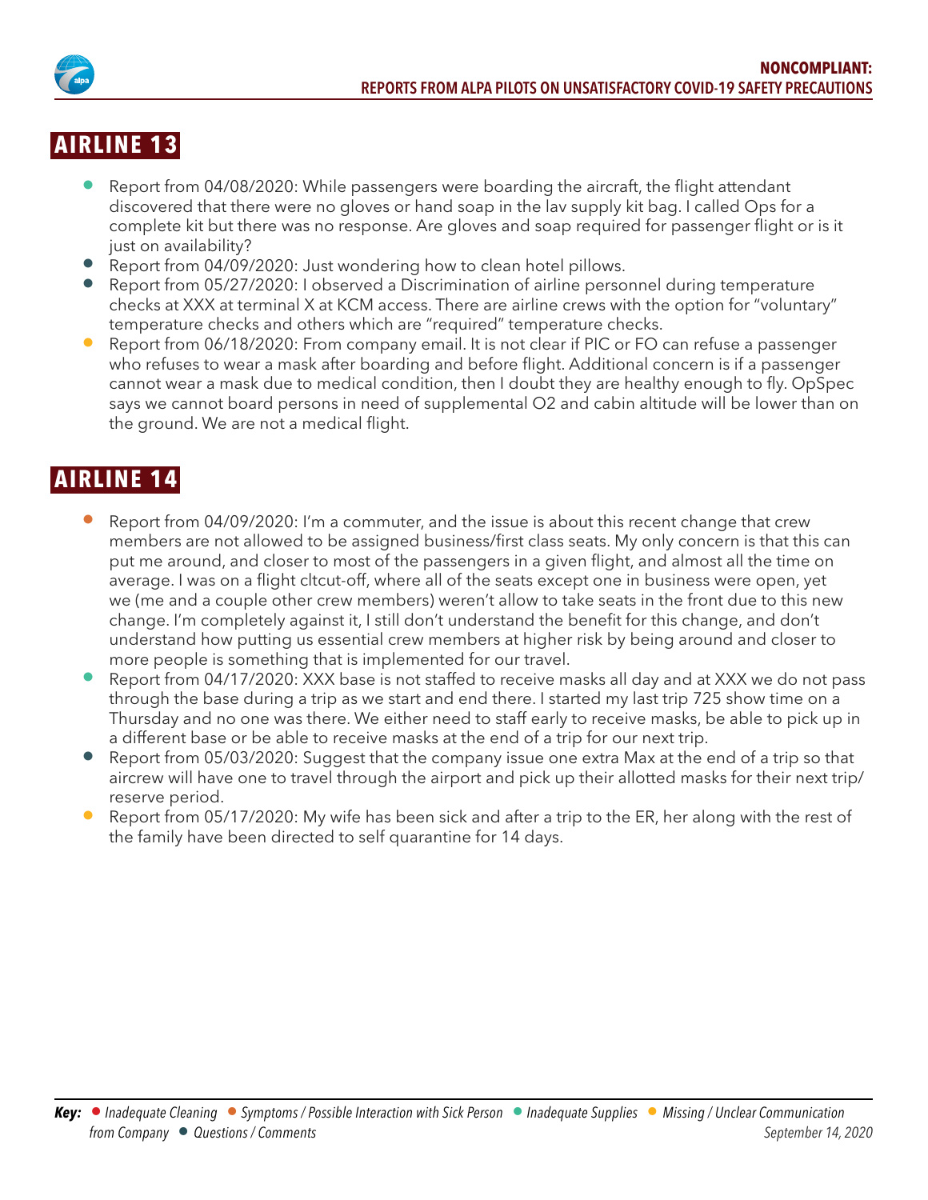## AIRLINE 13

- Report from 04/08/2020: While passengers were boarding the aircraft, the flight attendant discovered that there were no gloves or hand soap in the lav supply kit bag. I called Ops for a complete kit but there was no response. Are gloves and soap required for passenger flight or is it just on availability?
- Report from 04/09/2020: Just wondering how to clean hotel pillows.
- Report from 05/27/2020: I observed a Discrimination of airline personnel during temperature checks at XXX at terminal X at KCM access. There are airline crews with the option for "voluntary" temperature checks and others which are "required" temperature checks.
- Report from 06/18/2020: From company email. It is not clear if PIC or FO can refuse a passenger who refuses to wear a mask after boarding and before flight. Additional concern is if a passenger cannot wear a mask due to medical condition, then I doubt they are healthy enough to fly. OpSpec says we cannot board persons in need of supplemental O2 and cabin altitude will be lower than on the ground. We are not a medical flight.

## AIRLINE 14

- Report from 04/09/2020: I'm a commuter, and the issue is about this recent change that crew members are not allowed to be assigned business/first class seats. My only concern is that this can put me around, and closer to most of the passengers in a given flight, and almost all the time on average. I was on a flight cltcut-off, where all of the seats except one in business were open, yet we (me and a couple other crew members) weren't allow to take seats in the front due to this new change. I'm completely against it, I still don't understand the benefit for this change, and don't understand how putting us essential crew members at higher risk by being around and closer to more people is something that is implemented for our travel.
- Report from 04/17/2020: XXX base is not staffed to receive masks all day and at XXX we do not pass through the base during a trip as we start and end there. I started my last trip 725 show time on a Thursday and no one was there. We either need to staff early to receive masks, be able to pick up in a different base or be able to receive masks at the end of a trip for our next trip.
- Report from 05/03/2020: Suggest that the company issue one extra Max at the end of a trip so that aircrew will have one to travel through the airport and pick up their allotted masks for their next trip/reserve period.
- Report from 05/17/2020: My wife has been sick and after a trip to the ER, her along with the rest of the family have been directed to self quarantine for 14 days.

*Key:* ● *Inadequate Cleaning* ● *Symptoms / Possible Interaction with Sick Person* ● *Inadequate Supplies* ● *Missing / Unclear Communication from Company* ● *Questions / Comments*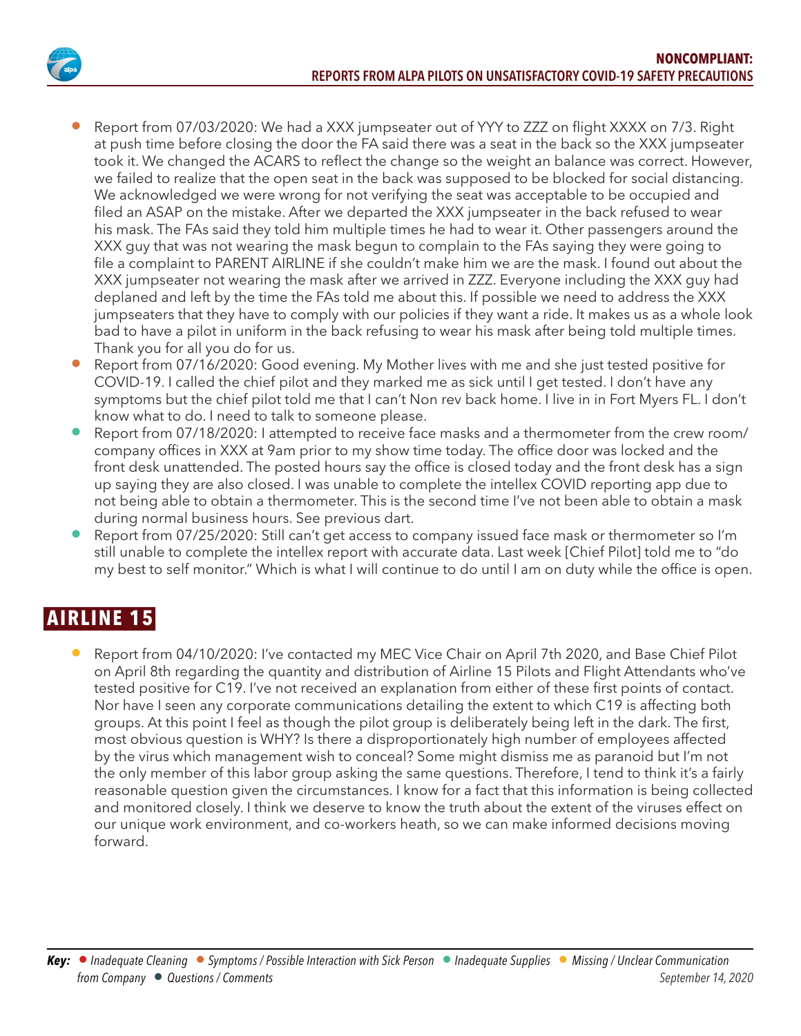- Report from 07/03/2020: We had a XXX jumpseater out of YYY to ZZZ on flight XXXX on 7/3. Right at push time before closing the door the FA said there was a seat in the back so the XXX jumpseater took it. We changed the ACARS to reflect the change so the weight an balance was correct. However, we failed to realize that the open seat in the back was supposed to be blocked for social distancing. We acknowledged we were wrong for not verifying the seat was acceptable to be occupied and filed an ASAP on the mistake. After we departed the XXX jumpseater in the back refused to wear his mask. The FAs said they told him multiple times he had to wear it. Other passengers around the XXX guy that was not wearing the mask begun to complain to the FAs saying they were going to file a complaint to PARENT AIRLINE if she couldn't make him we are the mask. I found out about the XXX jumpseater not wearing the mask after we arrived in ZZZ. Everyone including the XXX guy had deplaned and left by the time the FAs told me about this. If possible we need to address the XXX jumpseaters that they have to comply with our policies if they want a ride. It makes us as a whole look bad to have a pilot in uniform in the back refusing to wear his mask after being told multiple times. Thank you for all you do for us.
- Report from 07/16/2020: Good evening. My Mother lives with me and she just tested positive for COVID-19. I called the chief pilot and they marked me as sick until I get tested. I don't have any symptoms but the chief pilot told me that I can't Non rev back home. I live in in Fort Myers FL. I don't know what to do. I need to talk to someone please.
- Report from 07/18/2020: I attempted to receive face masks and a thermometer from the crew room/company offices in XXX at 9am prior to my show time today. The office door was locked and the front desk unattended. The posted hours say the office is closed today and the front desk has a sign up saying they are also closed. I was unable to complete the intellex COVID reporting app due to not being able to obtain a thermometer. This is the second time I've not been able to obtain a mask during normal business hours. See previous dart.
- Report from 07/25/2020: Still can't get access to company issued face mask or thermometer so I'm still unable to complete the intellex report with accurate data. Last week [Chief Pilot] told me to "do my best to self monitor." Which is what I will continue to do until I am on duty while the office is open.

## AIRLINE 15

- Report from 04/10/2020: I've contacted my MEC Vice Chair on April 7th 2020, and Base Chief Pilot on April 8th regarding the quantity and distribution of Airline 15 Pilots and Flight Attendants who've tested positive for C19. I've not received an explanation from either of these first points of contact. Nor have I seen any corporate communications detailing the extent to which C19 is affecting both groups. At this point I feel as though the pilot group is deliberately being left in the dark. The first, most obvious question is WHY? Is there a disproportionately high number of employees affected by the virus which management wish to conceal? Some might dismiss me as paranoid but I'm not the only member of this labor group asking the same questions. Therefore, I tend to think it's a fairly reasonable question given the circumstances. I know for a fact that this information is being collected and monitored closely. I think we deserve to know the truth about the extent of the viruses effect on our unique work environment, and co-workers heath, so we can make informed decisions moving forward.

***Key:*** ● *Inadequate Cleaning* ● *Symptoms / Possible Interaction with Sick Person* ● *Inadequate Supplies* ● *Missing / Unclear Communication from Company* ● *Questions / Comments*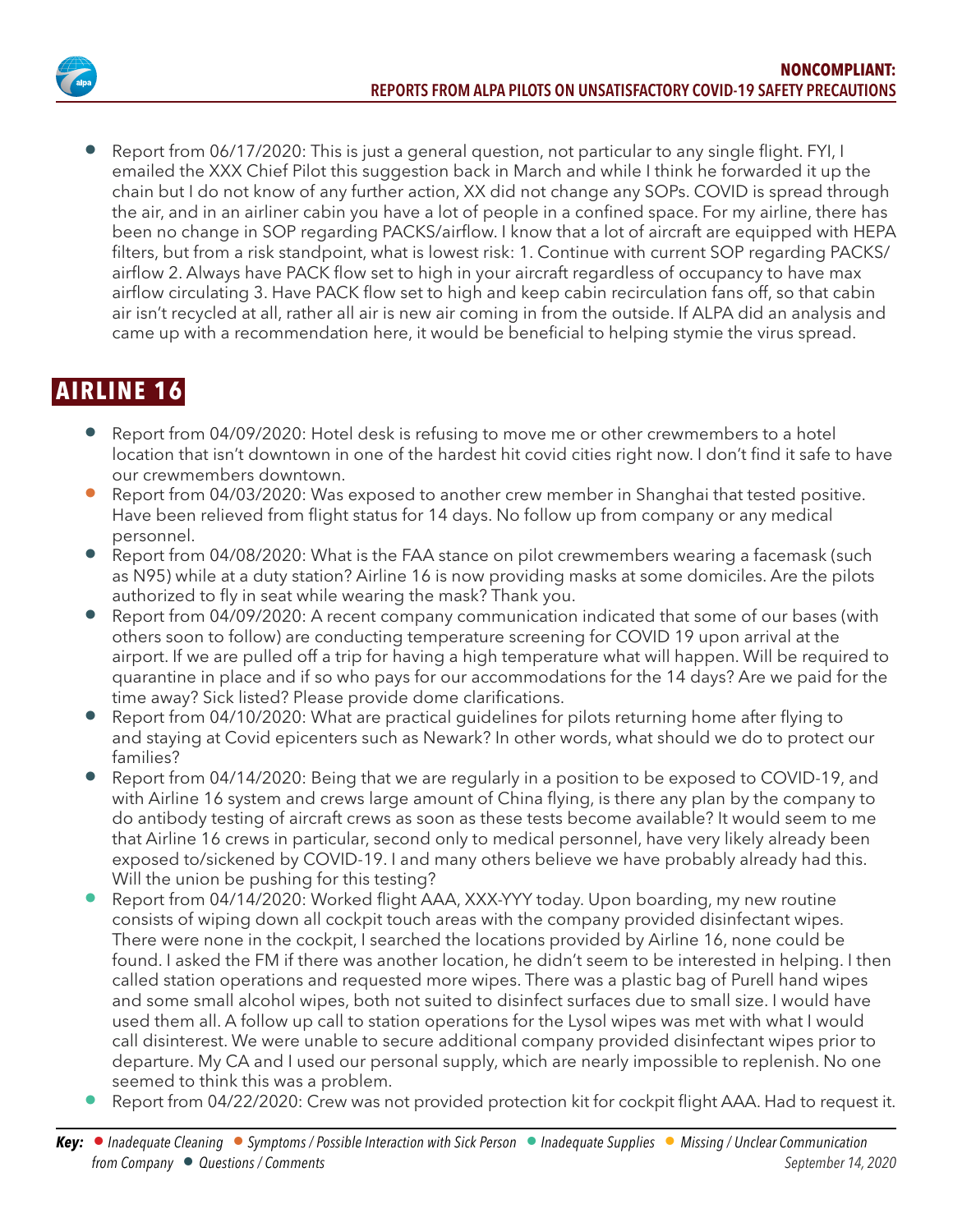- Report from 06/17/2020: This is just a general question, not particular to any single flight. FYI, I emailed the XXX Chief Pilot this suggestion back in March and while I think he forwarded it up the chain but I do not know of any further action, XX did not change any SOPs. COVID is spread through the air, and in an airliner cabin you have a lot of people in a confined space. For my airline, there has been no change in SOP regarding PACKS/airflow. I know that a lot of aircraft are equipped with HEPA filters, but from a risk standpoint, what is lowest risk: 1. Continue with current SOP regarding PACKS/ airflow 2. Always have PACK flow set to high in your aircraft regardless of occupancy to have max airflow circulating 3. Have PACK flow set to high and keep cabin recirculation fans off, so that cabin air isn't recycled at all, rather all air is new air coming in from the outside. If ALPA did an analysis and came up with a recommendation here, it would be beneficial to helping stymie the virus spread.

## AIRLINE 16

- Report from 04/09/2020: Hotel desk is refusing to move me or other crewmembers to a hotel location that isn't downtown in one of the hardest hit covid cities right now. I don't find it safe to have our crewmembers downtown.
- Report from 04/03/2020: Was exposed to another crew member in Shanghai that tested positive. Have been relieved from flight status for 14 days. No follow up from company or any medical personnel.
- Report from 04/08/2020: What is the FAA stance on pilot crewmembers wearing a facemask (such as N95) while at a duty station? Airline 16 is now providing masks at some domiciles. Are the pilots authorized to fly in seat while wearing the mask? Thank you.
- Report from 04/09/2020: A recent company communication indicated that some of our bases (with others soon to follow) are conducting temperature screening for COVID 19 upon arrival at the airport. If we are pulled off a trip for having a high temperature what will happen. Will be required to quarantine in place and if so who pays for our accommodations for the 14 days? Are we paid for the time away? Sick listed? Please provide dome clarifications.
- Report from 04/10/2020: What are practical guidelines for pilots returning home after flying to and staying at Covid epicenters such as Newark? In other words, what should we do to protect our families?
- Report from 04/14/2020: Being that we are regularly in a position to be exposed to COVID-19, and with Airline 16 system and crews large amount of China flying, is there any plan by the company to do antibody testing of aircraft crews as soon as these tests become available? It would seem to me that Airline 16 crews in particular, second only to medical personnel, have very likely already been exposed to/sickened by COVID-19. I and many others believe we have probably already had this. Will the union be pushing for this testing?
- Report from 04/14/2020: Worked flight AAA, XXX-YYY today. Upon boarding, my new routine consists of wiping down all cockpit touch areas with the company provided disinfectant wipes. There were none in the cockpit, I searched the locations provided by Airline 16, none could be found. I asked the FM if there was another location, he didn't seem to be interested in helping. I then called station operations and requested more wipes. There was a plastic bag of Purell hand wipes and some small alcohol wipes, both not suited to disinfect surfaces due to small size. I would have used them all. A follow up call to station operations for the Lysol wipes was met with what I would call disinterest. We were unable to secure additional company provided disinfectant wipes prior to departure. My CA and I used our personal supply, which are nearly impossible to replenish. No one seemed to think this was a problem.
- Report from 04/22/2020: Crew was not provided protection kit for cockpit flight AAA. Had to request it.

*Key: ● Inadequate Cleaning ● Symptoms / Possible Interaction with Sick Person ● Inadequate Supplies ● Missing / Unclear Communication from Company ● Questions / Comments*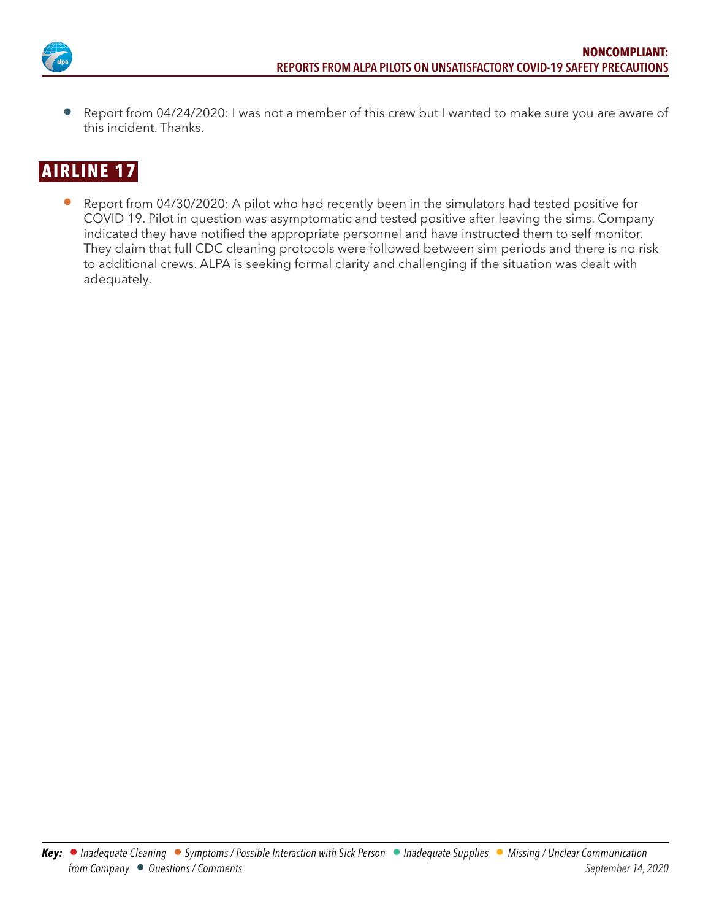- Report from 04/24/2020: I was not a member of this crew but I wanted to make sure you are aware of this incident. Thanks.

## AIRLINE 17

- Report from 04/30/2020: A pilot who had recently been in the simulators had tested positive for COVID 19. Pilot in question was asymptomatic and tested positive after leaving the sims. Company indicated they have notified the appropriate personnel and have instructed them to self monitor. They claim that full CDC cleaning protocols were followed between sim periods and there is no risk to additional crews. ALPA is seeking formal clarity and challenging if the situation was dealt with adequately.

***Key:*** *● Inadequate Cleaning ● Symptoms / Possible Interaction with Sick Person ● Inadequate Supplies ● Missing / Unclear Communication from Company ● Questions / Comments*